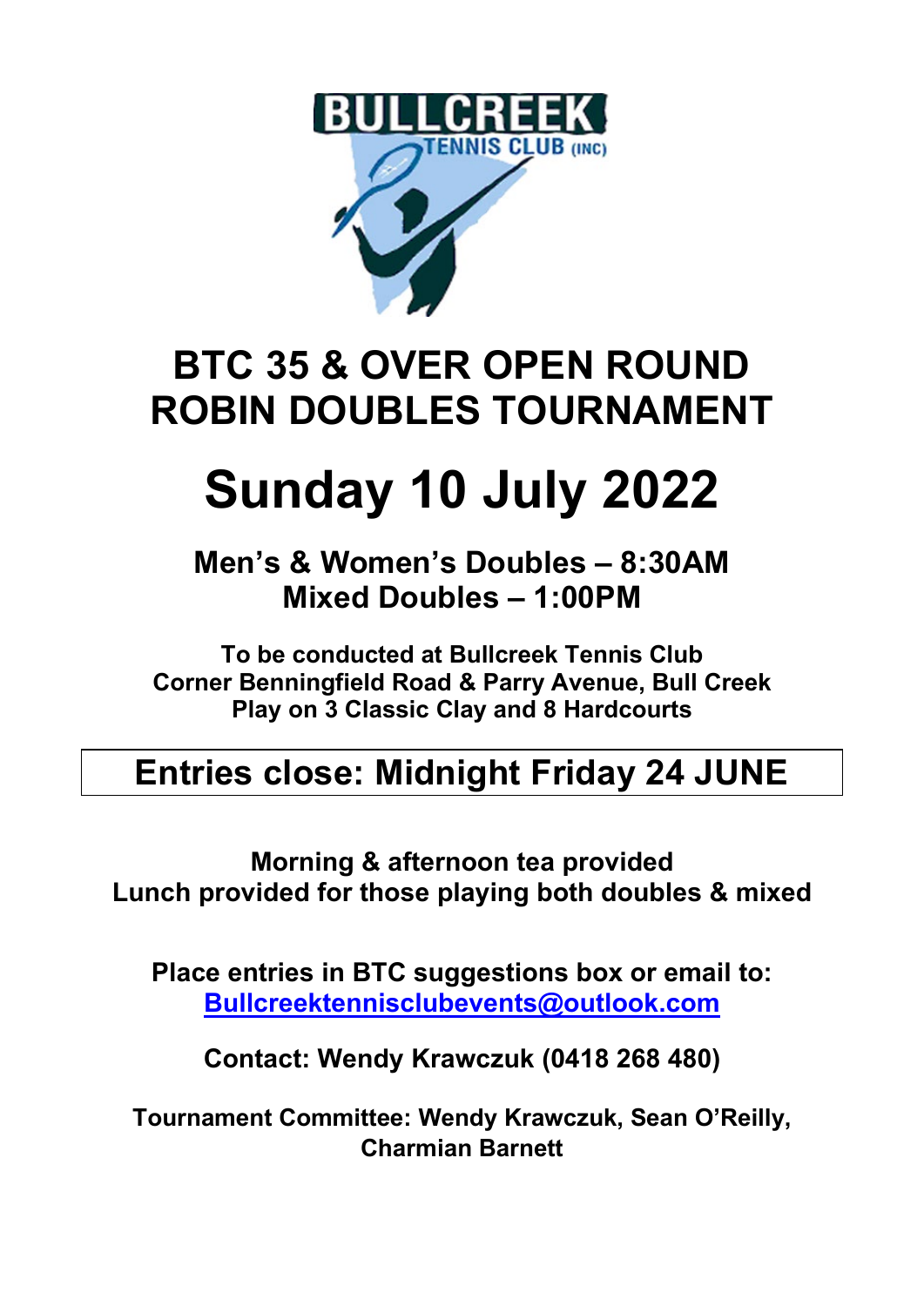# BTC 35 & OVER OPEN ROUND ROBIN DOUBLES TOURNAMENT

# Sunday 10 July 2022

## Men's & Women's Doubles – 8:30AM
## Mixed Doubles – 1:00PM

**To be conducted at Bullcreek Tennis Club**
**Corner Benningfield Road & Parry Avenue, Bull Creek**
**Play on 3 Classic Clay and 8 Hardcourts**

## Entries close: Midnight Friday 24 JUNE

**Morning & afternoon tea provided**
**Lunch provided for those playing both doubles & mixed**

**Place entries in BTC suggestions box or email to:**
**Bullcreektennisclubevents@outlook.com**

**Contact: Wendy Krawczuk (0418 268 480)**

**Tournament Committee: Wendy Krawczuk, Sean O'Reilly, Charmian Barnett**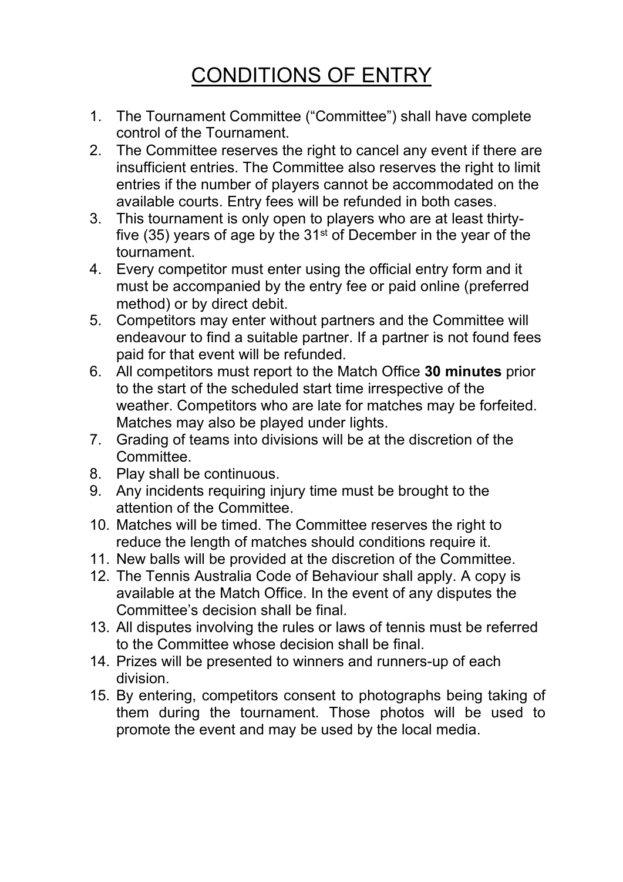# CONDITIONS OF ENTRY

1. The Tournament Committee ("Committee") shall have complete control of the Tournament.
2. The Committee reserves the right to cancel any event if there are insufficient entries. The Committee also reserves the right to limit entries if the number of players cannot be accommodated on the available courts. Entry fees will be refunded in both cases.
3. This tournament is only open to players who are at least thirty-five (35) years of age by the 31st of December in the year of the tournament.
4. Every competitor must enter using the official entry form and it must be accompanied by the entry fee or paid online (preferred method) or by direct debit.
5. Competitors may enter without partners and the Committee will endeavour to find a suitable partner. If a partner is not found fees paid for that event will be refunded.
6. All competitors must report to the Match Office **30 minutes** prior to the start of the scheduled start time irrespective of the weather. Competitors who are late for matches may be forfeited. Matches may also be played under lights.
7. Grading of teams into divisions will be at the discretion of the Committee.
8. Play shall be continuous.
9. Any incidents requiring injury time must be brought to the attention of the Committee.
10. Matches will be timed. The Committee reserves the right to reduce the length of matches should conditions require it.
11. New balls will be provided at the discretion of the Committee.
12. The Tennis Australia Code of Behaviour shall apply. A copy is available at the Match Office. In the event of any disputes the Committee's decision shall be final.
13. All disputes involving the rules or laws of tennis must be referred to the Committee whose decision shall be final.
14. Prizes will be presented to winners and runners-up of each division.
15. By entering, competitors consent to photographs being taking of them during the tournament. Those photos will be used to promote the event and may be used by the local media.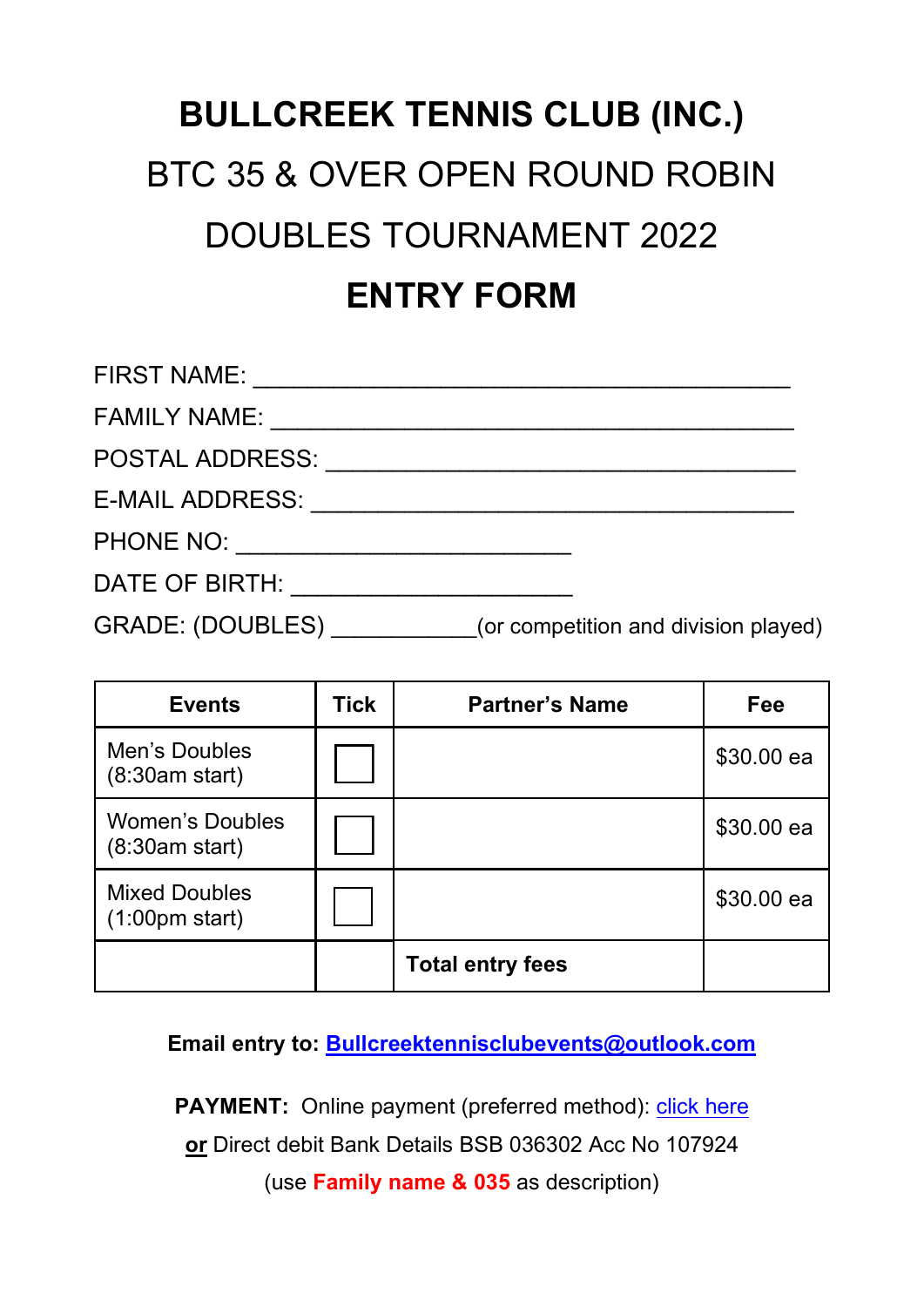# BULLCREEK TENNIS CLUB (INC.)

## BTC 35 & OVER OPEN ROUND ROBIN

## DOUBLES TOURNAMENT 2022

# ENTRY FORM

FIRST NAME: ________________________________________

FAMILY NAME: ________________________________________

POSTAL ADDRESS: ____________________________________

E-MAIL ADDRESS: _____________________________________

PHONE NO: _________________________

DATE OF BIRTH: _____________________

GRADE: (DOUBLES) ___________(or competition and division played)

| Events | Tick | Partner's Name | Fee |
|---|---|---|---|
| Men's Doubles (8:30am start) | ☐ | | $30.00 ea |
| Women's Doubles (8:30am start) | ☐ | | $30.00 ea |
| Mixed Doubles (1:00pm start) | ☐ | | $30.00 ea |
| | | **Total entry fees** | |

**Email entry to: Bullcreektennisclubevents@outlook.com**

**PAYMENT:** Online payment (preferred method): click here

**or** Direct debit Bank Details BSB 036302 Acc No 107924

(use **Family name & 035** as description)